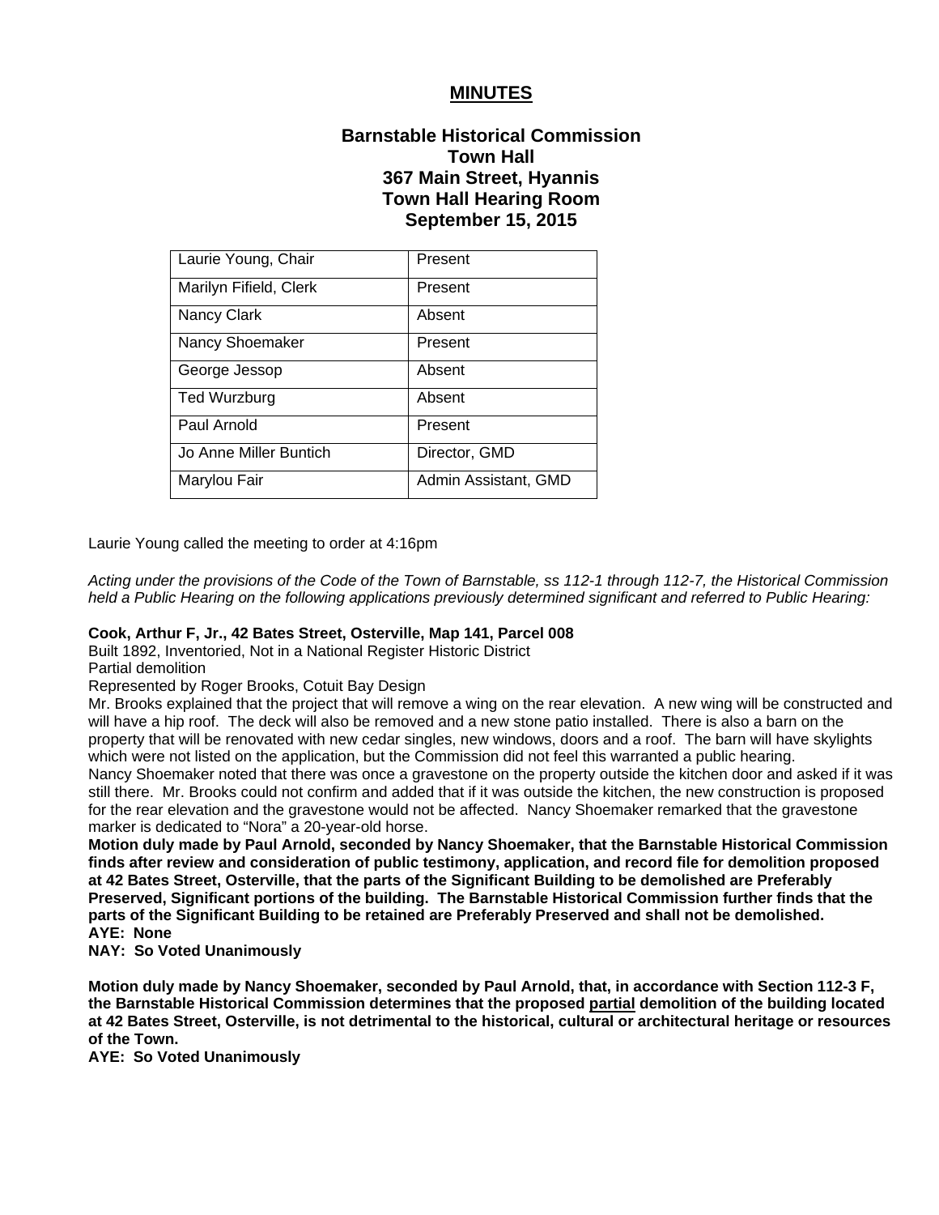# MINUTES

## Barnstable Historical Commission
## Town Hall
## 367 Main Street, Hyannis
## Town Hall Hearing Room
## September 15, 2015

| | |
|---|---|
| Laurie Young, Chair | Present |
| Marilyn Fifield, Clerk | Present |
| Nancy Clark | Absent |
| Nancy Shoemaker | Present |
| George Jessop | Absent |
| Ted Wurzburg | Absent |
| Paul Arnold | Present |
| Jo Anne Miller Buntich | Director, GMD |
| Marylou Fair | Admin Assistant, GMD |

Laurie Young called the meeting to order at 4:16pm

*Acting under the provisions of the Code of the Town of Barnstable, ss 112-1 through 112-7, the Historical Commission held a Public Hearing on the following applications previously determined significant and referred to Public Hearing:*

**Cook, Arthur F, Jr., 42 Bates Street, Osterville, Map 141, Parcel 008**
Built 1892, Inventoried, Not in a National Register Historic District
Partial demolition
Represented by Roger Brooks, Cotuit Bay Design
Mr. Brooks explained that the project that will remove a wing on the rear elevation. A new wing will be constructed and will have a hip roof. The deck will also be removed and a new stone patio installed. There is also a barn on the property that will be renovated with new cedar singles, new windows, doors and a roof. The barn will have skylights which were not listed on the application, but the Commission did not feel this warranted a public hearing.
Nancy Shoemaker noted that there was once a gravestone on the property outside the kitchen door and asked if it was still there. Mr. Brooks could not confirm and added that if it was outside the kitchen, the new construction is proposed for the rear elevation and the gravestone would not be affected. Nancy Shoemaker remarked that the gravestone marker is dedicated to "Nora" a 20-year-old horse.
**Motion duly made by Paul Arnold, seconded by Nancy Shoemaker, that the Barnstable Historical Commission finds after review and consideration of public testimony, application, and record file for demolition proposed at 42 Bates Street, Osterville, that the parts of the Significant Building to be demolished are Preferably Preserved, Significant portions of the building. The Barnstable Historical Commission further finds that the parts of the Significant Building to be retained are Preferably Preserved and shall not be demolished.**
**AYE: None**
**NAY: So Voted Unanimously**

**Motion duly made by Nancy Shoemaker, seconded by Paul Arnold, that, in accordance with Section 112-3 F, the Barnstable Historical Commission determines that the proposed <u>partial</u> demolition of the building located at 42 Bates Street, Osterville, is not detrimental to the historical, cultural or architectural heritage or resources of the Town.**
**AYE: So Voted Unanimously**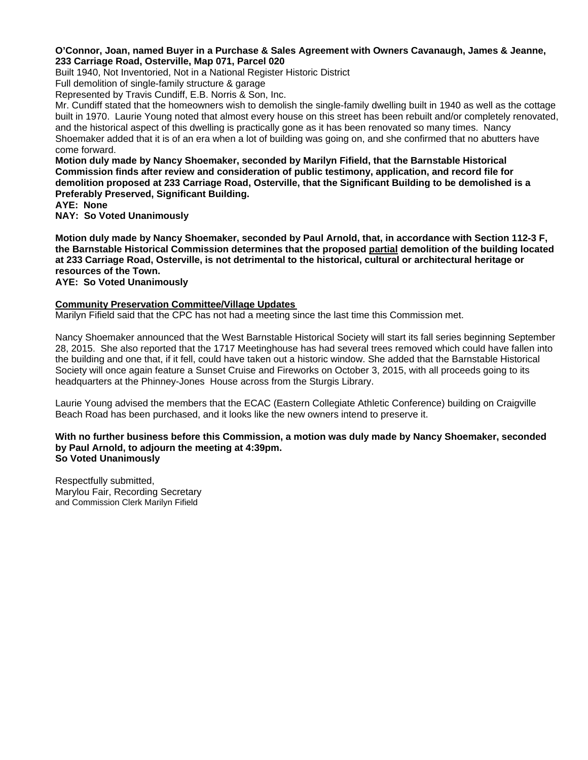**O'Connor, Joan, named Buyer in a Purchase & Sales Agreement with Owners Cavanaugh, James & Jeanne, 233 Carriage Road, Osterville, Map 071, Parcel 020**

Built 1940, Not Inventoried, Not in a National Register Historic District

Full demolition of single-family structure & garage

Represented by Travis Cundiff, E.B. Norris & Son, Inc.

Mr. Cundiff stated that the homeowners wish to demolish the single-family dwelling built in 1940 as well as the cottage built in 1970. Laurie Young noted that almost every house on this street has been rebuilt and/or completely renovated, and the historical aspect of this dwelling is practically gone as it has been renovated so many times. Nancy Shoemaker added that it is of an era when a lot of building was going on, and she confirmed that no abutters have come forward.

**Motion duly made by Nancy Shoemaker, seconded by Marilyn Fifield, that the Barnstable Historical Commission finds after review and consideration of public testimony, application, and record file for demolition proposed at 233 Carriage Road, Osterville, that the Significant Building to be demolished is a Preferably Preserved, Significant Building.**

**AYE: None**

**NAY: So Voted Unanimously**

**Motion duly made by Nancy Shoemaker, seconded by Paul Arnold, that, in accordance with Section 112-3 F, the Barnstable Historical Commission determines that the proposed <u>partial</u> demolition of the building located at 233 Carriage Road, Osterville, is not detrimental to the historical, cultural or architectural heritage or resources of the Town.**

**AYE: So Voted Unanimously**

**<u>Community Preservation Committee/Village Updates</u>**

Marilyn Fifield said that the CPC has not had a meeting since the last time this Commission met.

Nancy Shoemaker announced that the West Barnstable Historical Society will start its fall series beginning September 28, 2015. She also reported that the 1717 Meetinghouse has had several trees removed which could have fallen into the building and one that, if it fell, could have taken out a historic window. She added that the Barnstable Historical Society will once again feature a Sunset Cruise and Fireworks on October 3, 2015, with all proceeds going to its headquarters at the Phinney-Jones House across from the Sturgis Library.

Laurie Young advised the members that the ECAC (Eastern Collegiate Athletic Conference) building on Craigville Beach Road has been purchased, and it looks like the new owners intend to preserve it.

**With no further business before this Commission, a motion was duly made by Nancy Shoemaker, seconded by Paul Arnold, to adjourn the meeting at 4:39pm.**

**So Voted Unanimously**

Respectfully submitted,

Marylou Fair, Recording Secretary

and Commission Clerk Marilyn Fifield